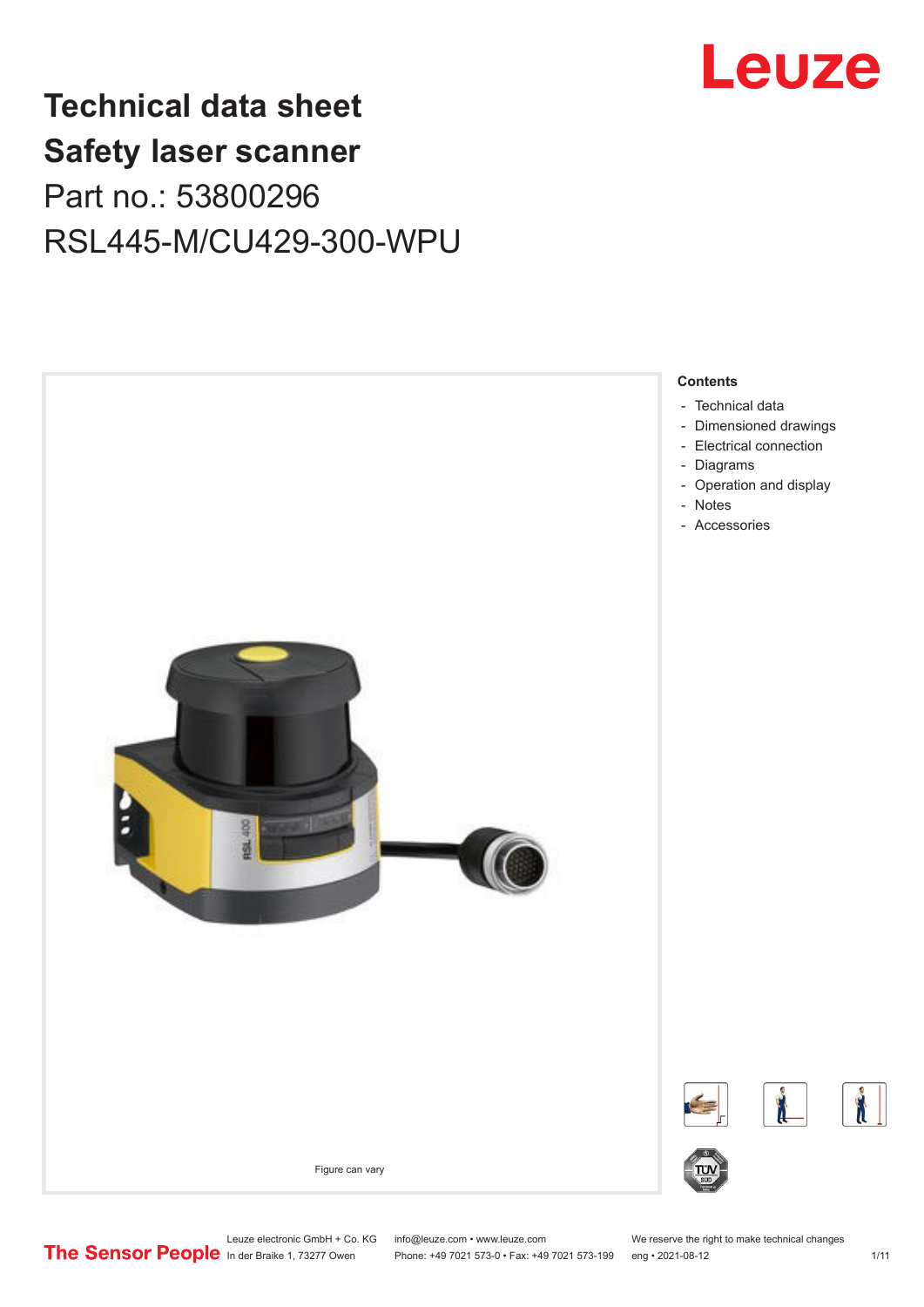# Technical data sheet
# Safety laser scanner

Part no.: 53800296

RSL445-M/CU429-300-WPU

Figure can vary

**Contents**

- Technical data
- Dimensioned drawings
- Electrical connection
- Diagrams
- Operation and display
- Notes
- Accessories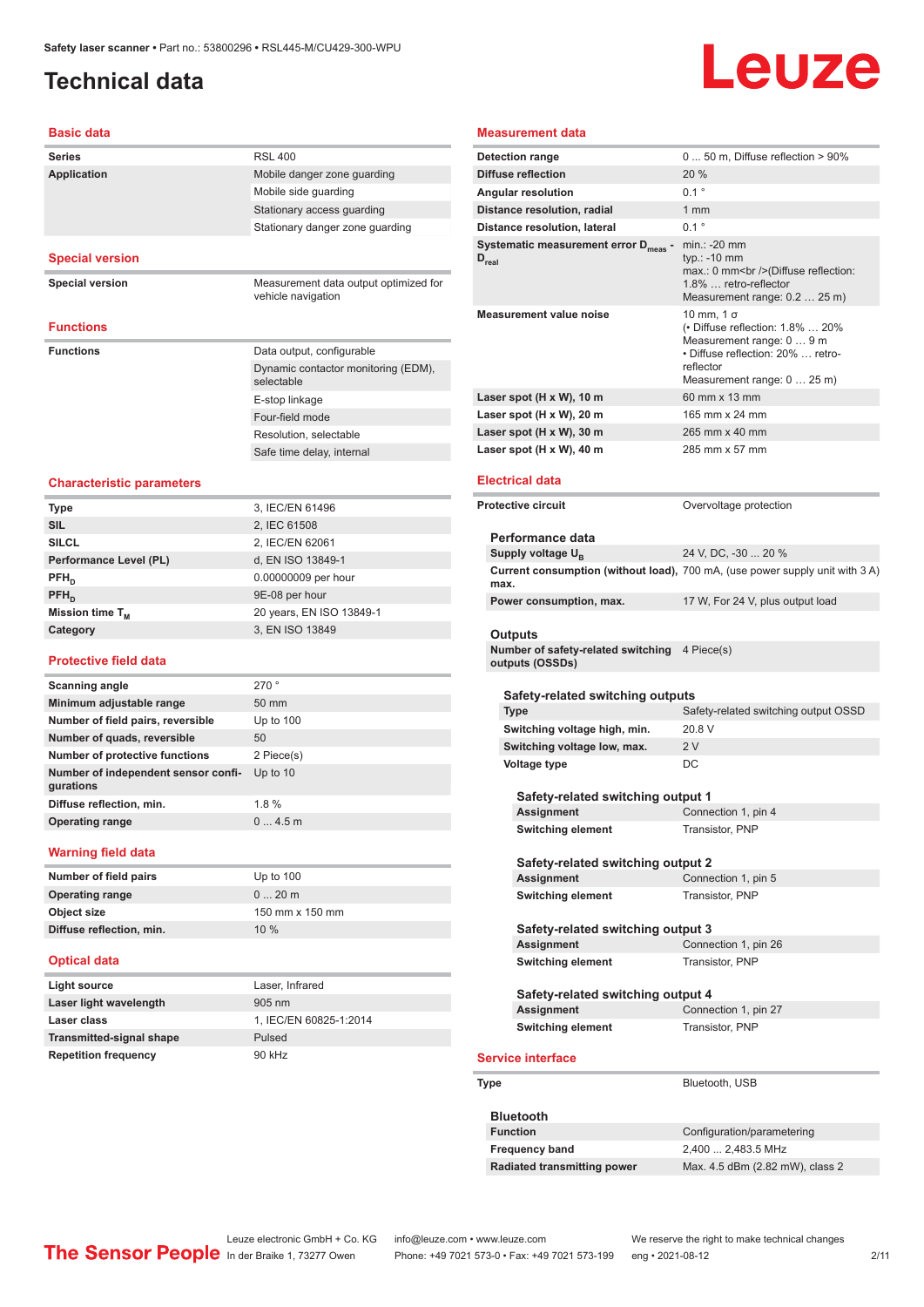# Technical data

## Basic data

| | |
|---|---|
| **Series** | RSL 400 |
| **Application** | Mobile danger zone guarding |
| | Mobile side guarding |
| | Stationary access guarding |
| | Stationary danger zone guarding |

## Special version

| | |
|---|---|
| **Special version** | Measurement data output optimized for vehicle navigation |

## Functions

| | |
|---|---|
| **Functions** | Data output, configurable |
| | Dynamic contactor monitoring (EDM), selectable |
| | E-stop linkage |
| | Four-field mode |
| | Resolution, selectable |
| | Safe time delay, internal |

## Characteristic parameters

| | |
|---|---|
| **Type** | 3, IEC/EN 61496 |
| **SIL** | 2, IEC 61508 |
| **SILCL** | 2, IEC/EN 62061 |
| **Performance Level (PL)** | d, EN ISO 13849-1 |
| **$PFH_D$** | 0.00000009 per hour |
| **$PFH_D$** | 9E-08 per hour |
| **Mission time $T_M$** | 20 years, EN ISO 13849-1 |
| **Category** | 3, EN ISO 13849 |

## Protective field data

| | |
|---|---|
| **Scanning angle** | 270 ° |
| **Minimum adjustable range** | 50 mm |
| **Number of field pairs, reversible** | Up to 100 |
| **Number of quads, reversible** | 50 |
| **Number of protective functions** | 2 Piece(s) |
| **Number of independent sensor configurations** | Up to 10 |
| **Diffuse reflection, min.** | 1.8 % |
| **Operating range** | 0 ... 4.5 m |

## Warning field data

| | |
|---|---|
| **Number of field pairs** | Up to 100 |
| **Operating range** | 0 ... 20 m |
| **Object size** | 150 mm x 150 mm |
| **Diffuse reflection, min.** | 10 % |

## Optical data

| | |
|---|---|
| **Light source** | Laser, Infrared |
| **Laser light wavelength** | 905 nm |
| **Laser class** | 1, IEC/EN 60825-1:2014 |
| **Transmitted-signal shape** | Pulsed |
| **Repetition frequency** | 90 kHz |

## Measurement data

| | |
|---|---|
| **Detection range** | 0 ... 50 m, Diffuse reflection > 90% |
| **Diffuse reflection** | 20 % |
| **Angular resolution** | 0.1 ° |
| **Distance resolution, radial** | 1 mm |
| **Distance resolution, lateral** | 0.1 ° |
| **Systematic measurement error $D_{meas}$ - $D_{real}$** | min.: -20 mm<br>typ.: -10 mm<br>max.: 0 mm<br />(Diffuse reflection: 1.8% … retro-reflector Measurement range: 0.2 … 25 m) |
| **Measurement value noise** | 10 mm, 1 σ<br>(• Diffuse reflection: 1.8% … 20% Measurement range: 0 … 9 m<br>• Diffuse reflection: 20% … retro-reflector Measurement range: 0 … 25 m) |
| **Laser spot (H x W), 10 m** | 60 mm x 13 mm |
| **Laser spot (H x W), 20 m** | 165 mm x 24 mm |
| **Laser spot (H x W), 30 m** | 265 mm x 40 mm |
| **Laser spot (H x W), 40 m** | 285 mm x 57 mm |

## Electrical data

| | |
|---|---|
| **Protective circuit** | Overvoltage protection |

### Performance data

| | |
|---|---|
| **Supply voltage $U_B$** | 24 V, DC, -30 ... 20 % |
| **Current consumption (without load), max.** | 700 mA, (use power supply unit with 3 A) |
| **Power consumption, max.** | 17 W, For 24 V, plus output load |

### Outputs

| | |
|---|---|
| **Number of safety-related switching outputs (OSSDs)** | 4 Piece(s) |

#### Safety-related switching outputs

| | |
|---|---|
| **Type** | Safety-related switching output OSSD |
| **Switching voltage high, min.** | 20.8 V |
| **Switching voltage low, max.** | 2 V |
| **Voltage type** | DC |

##### Safety-related switching output 1

| | |
|---|---|
| **Assignment** | Connection 1, pin 4 |
| **Switching element** | Transistor, PNP |

##### Safety-related switching output 2

| | |
|---|---|
| **Assignment** | Connection 1, pin 5 |
| **Switching element** | Transistor, PNP |

##### Safety-related switching output 3

| | |
|---|---|
| **Assignment** | Connection 1, pin 26 |
| **Switching element** | Transistor, PNP |

##### Safety-related switching output 4

| | |
|---|---|
| **Assignment** | Connection 1, pin 27 |
| **Switching element** | Transistor, PNP |

## Service interface

| | |
|---|---|
| **Type** | Bluetooth, USB |

### Bluetooth

| | |
|---|---|
| **Function** | Configuration/parametering |
| **Frequency band** | 2,400 ... 2,483.5 MHz |
| **Radiated transmitting power** | Max. 4.5 dBm (2.82 mW), class 2 |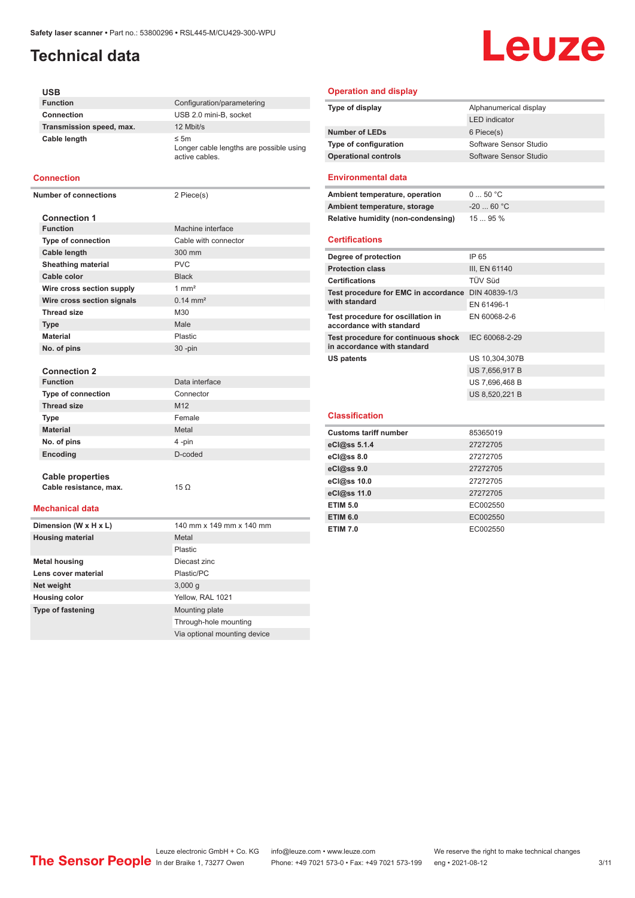# Technical data

### USB

| | |
|---|---|
| **Function** | Configuration/parametering |
| **Connection** | USB 2.0 mini-B, socket |
| **Transmission speed, max.** | 12 Mbit/s |
| **Cable length** | ≤ 5m<br>Longer cable lengths are possible using active cables. |

## Connection

| | |
|---|---|
| **Number of connections** | 2 Piece(s) |

### Connection 1

| | |
|---|---|
| **Function** | Machine interface |
| **Type of connection** | Cable with connector |
| **Cable length** | 300 mm |
| **Sheathing material** | PVC |
| **Cable color** | Black |
| **Wire cross section supply** | 1 mm² |
| **Wire cross section signals** | 0.14 mm² |
| **Thread size** | M30 |
| **Type** | Male |
| **Material** | Plastic |
| **No. of pins** | 30 -pin |

### Connection 2

| | |
|---|---|
| **Function** | Data interface |
| **Type of connection** | Connector |
| **Thread size** | M12 |
| **Type** | Female |
| **Material** | Metal |
| **No. of pins** | 4 -pin |
| **Encoding** | D-coded |

### Cable properties

| | |
|---|---|
| **Cable resistance, max.** | 15 Ω |

## Mechanical data

| | |
|---|---|
| **Dimension (W x H x L)** | 140 mm x 149 mm x 140 mm |
| **Housing material** | Metal<br>Plastic |
| **Metal housing** | Diecast zinc |
| **Lens cover material** | Plastic/PC |
| **Net weight** | 3,000 g |
| **Housing color** | Yellow, RAL 1021 |
| **Type of fastening** | Mounting plate<br>Through-hole mounting<br>Via optional mounting device |

## Operation and display

| | |
|---|---|
| **Type of display** | Alphanumerical display<br>LED indicator |
| **Number of LEDs** | 6 Piece(s) |
| **Type of configuration** | Software Sensor Studio |
| **Operational controls** | Software Sensor Studio |

## Environmental data

| | |
|---|---|
| **Ambient temperature, operation** | 0 ... 50 °C |
| **Ambient temperature, storage** | -20 ... 60 °C |
| **Relative humidity (non-condensing)** | 15 ... 95 % |

## Certifications

| | |
|---|---|
| **Degree of protection** | IP 65 |
| **Protection class** | III, EN 61140 |
| **Certifications** | TÜV Süd |
| **Test procedure for EMC in accordance with standard** | DIN 40839-1/3<br>EN 61496-1 |
| **Test procedure for oscillation in accordance with standard** | EN 60068-2-6 |
| **Test procedure for continuous shock in accordance with standard** | IEC 60068-2-29 |
| **US patents** | US 10,304,307B<br>US 7,656,917 B<br>US 7,696,468 B<br>US 8,520,221 B |

## Classification

| | |
|---|---|
| **Customs tariff number** | 85365019 |
| **eCl@ss 5.1.4** | 27272705 |
| **eCl@ss 8.0** | 27272705 |
| **eCl@ss 9.0** | 27272705 |
| **eCl@ss 10.0** | 27272705 |
| **eCl@ss 11.0** | 27272705 |
| **ETIM 5.0** | EC002550 |
| **ETIM 6.0** | EC002550 |
| **ETIM 7.0** | EC002550 |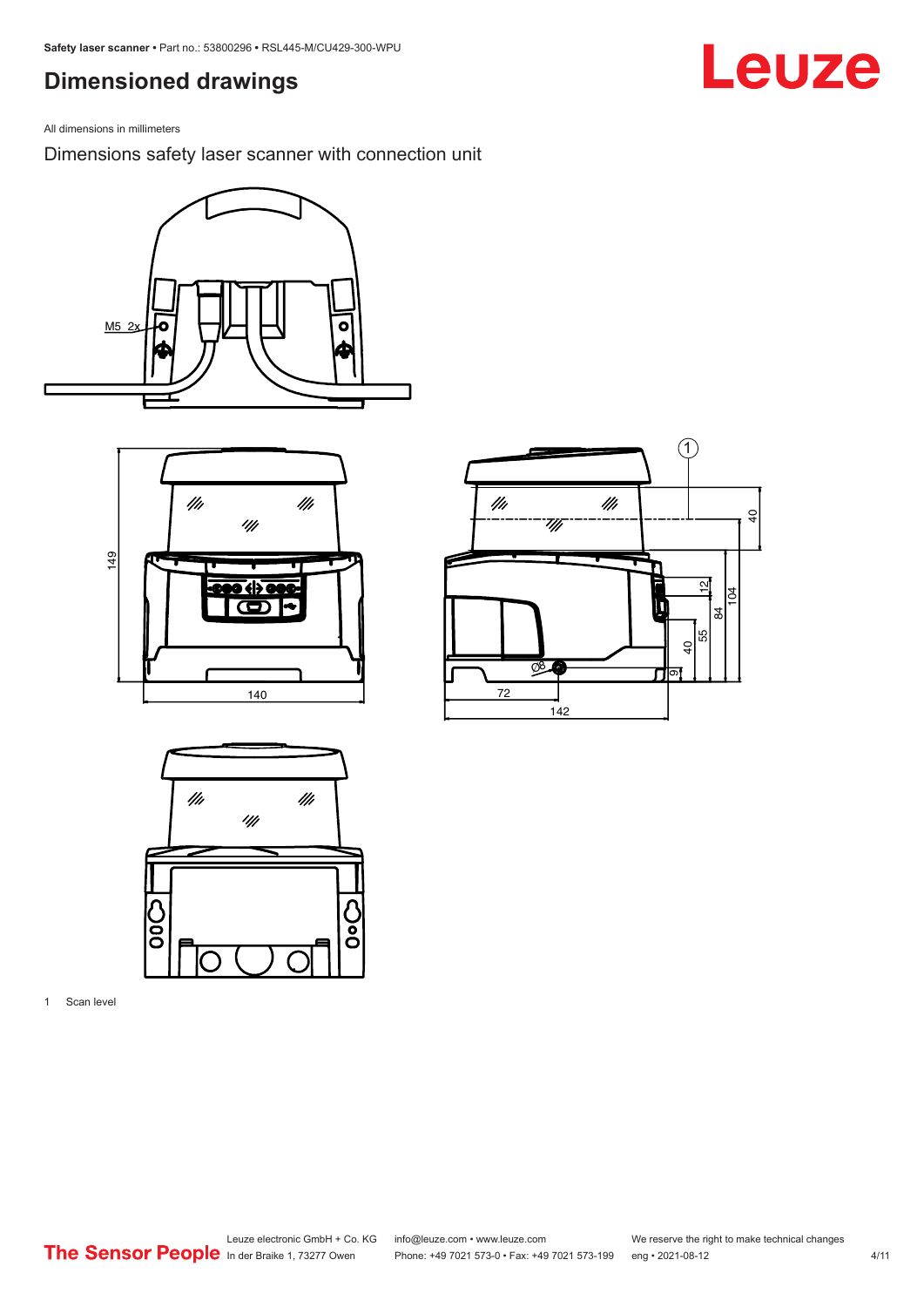## Dimensioned drawings

All dimensions in millimeters

Dimensions safety laser scanner with connection unit

1 Scan level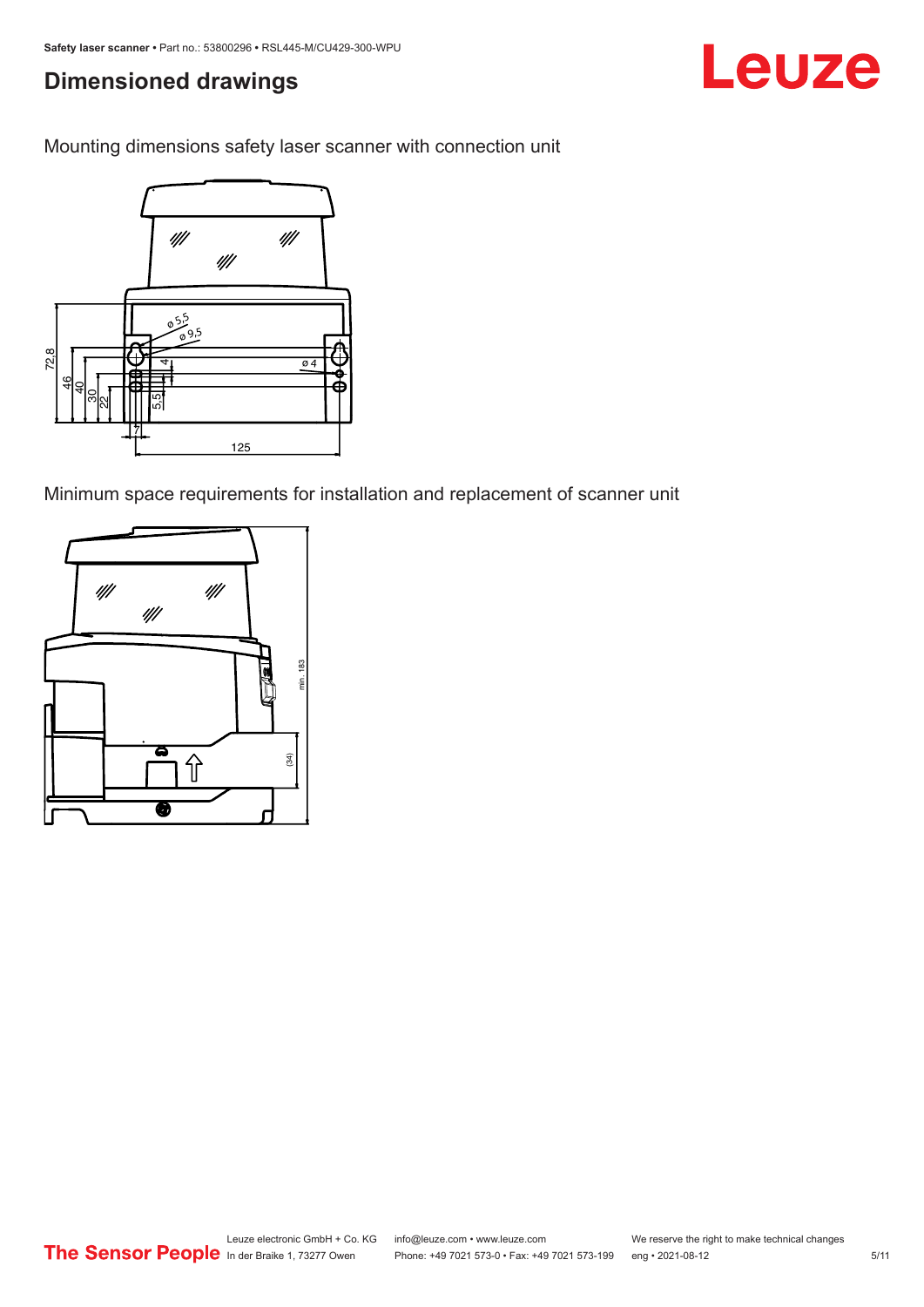# Dimensioned drawings

Mounting dimensions safety laser scanner with connection unit

Minimum space requirements for installation and replacement of scanner unit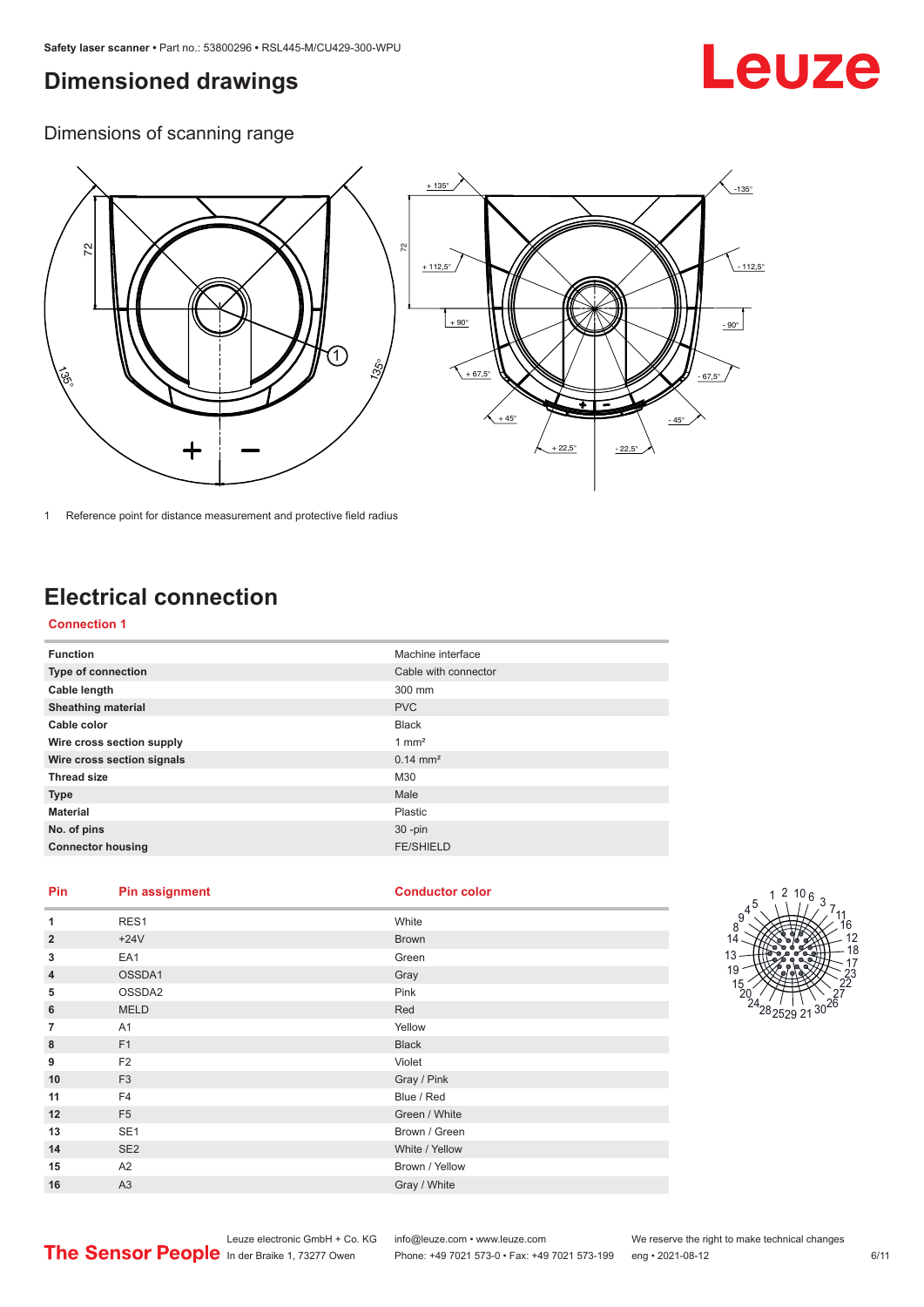# Dimensioned drawings

## Dimensions of scanning range

1 Reference point for distance measurement and protective field radius

# Electrical connection

### Connection 1

| Function | Machine interface |
|---|---|
| Type of connection | Cable with connector |
| Cable length | 300 mm |
| Sheathing material | PVC |
| Cable color | Black |
| Wire cross section supply | 1 mm² |
| Wire cross section signals | 0.14 mm² |
| Thread size | M30 |
| Type | Male |
| Material | Plastic |
| No. of pins | 30 -pin |
| Connector housing | FE/SHIELD |

| Pin | Pin assignment | Conductor color |
|---|---|---|
| 1 | RES1 | White |
| 2 | +24V | Brown |
| 3 | EA1 | Green |
| 4 | OSSDA1 | Gray |
| 5 | OSSDA2 | Pink |
| 6 | MELD | Red |
| 7 | A1 | Yellow |
| 8 | F1 | Black |
| 9 | F2 | Violet |
| 10 | F3 | Gray / Pink |
| 11 | F4 | Blue / Red |
| 12 | F5 | Green / White |
| 13 | SE1 | Brown / Green |
| 14 | SE2 | White / Yellow |
| 15 | A2 | Brown / Yellow |
| 16 | A3 | Gray / White |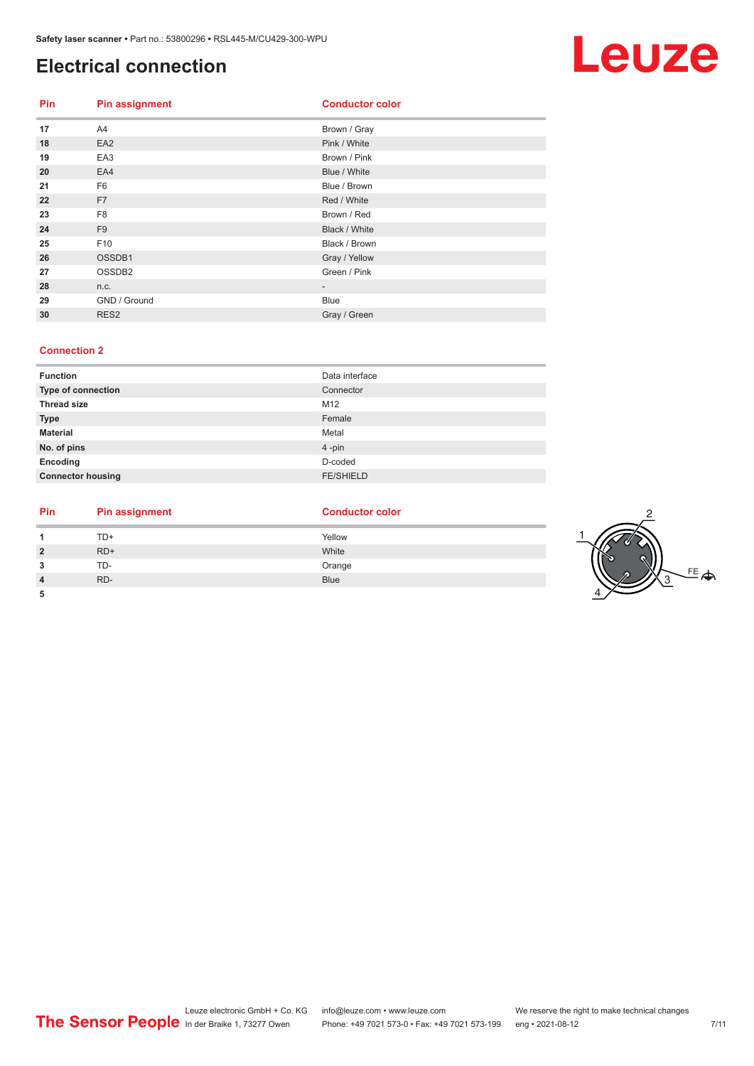## Electrical connection

| Pin | Pin assignment | Conductor color |
|---|---|---|
| 17 | A4 | Brown / Gray |
| 18 | EA2 | Pink / White |
| 19 | EA3 | Brown / Pink |
| 20 | EA4 | Blue / White |
| 21 | F6 | Blue / Brown |
| 22 | F7 | Red / White |
| 23 | F8 | Brown / Red |
| 24 | F9 | Black / White |
| 25 | F10 | Black / Brown |
| 26 | OSSDB1 | Gray / Yellow |
| 27 | OSSDB2 | Green / Pink |
| 28 | n.c. | - |
| 29 | GND / Ground | Blue |
| 30 | RES2 | Gray / Green |

### Connection 2

| | |
|---|---|
| **Function** | Data interface |
| **Type of connection** | Connector |
| **Thread size** | M12 |
| **Type** | Female |
| **Material** | Metal |
| **No. of pins** | 4 -pin |
| **Encoding** | D-coded |
| **Connector housing** | FE/SHIELD |

| Pin | Pin assignment | Conductor color |
|---|---|---|
| 1 | TD+ | Yellow |
| 2 | RD+ | White |
| 3 | TD- | Orange |
| 4 | RD- | Blue |
| 5 | | |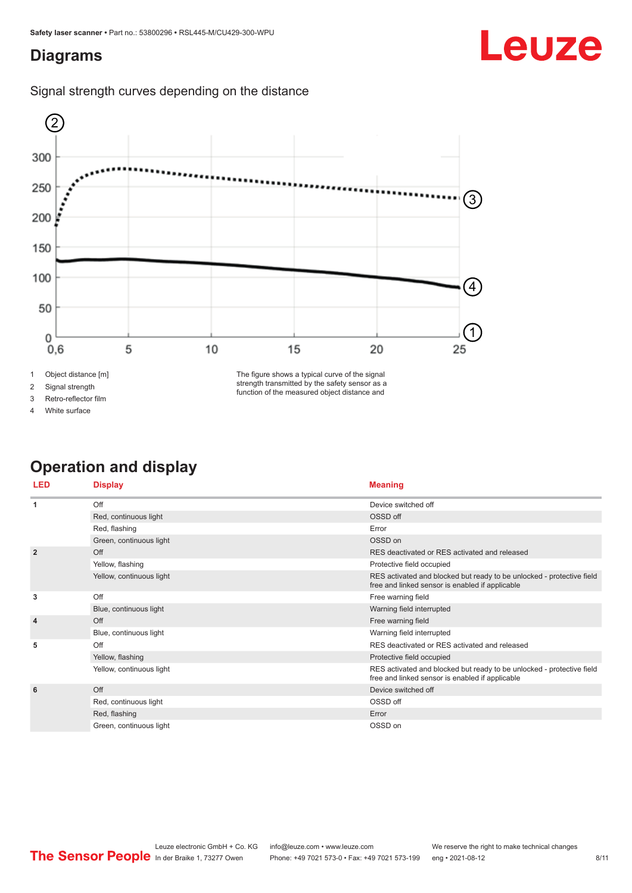# Diagrams

Signal strength curves depending on the distance

1 Object distance [m]
2 Signal strength
3 Retro-reflector film
4 White surface

The figure shows a typical curve of the signal strength transmitted by the safety sensor as a function of the measured object distance and

# Operation and display

| LED | Display | Meaning |
|---|---|---|
| 1 | Off | Device switched off |
| | Red, continuous light | OSSD off |
| | Red, flashing | Error |
| | Green, continuous light | OSSD on |
| 2 | Off | RES deactivated or RES activated and released |
| | Yellow, flashing | Protective field occupied |
| | Yellow, continuous light | RES activated and blocked but ready to be unlocked - protective field free and linked sensor is enabled if applicable |
| 3 | Off | Free warning field |
| | Blue, continuous light | Warning field interrupted |
| 4 | Off | Free warning field |
| | Blue, continuous light | Warning field interrupted |
| 5 | Off | RES deactivated or RES activated and released |
| | Yellow, flashing | Protective field occupied |
| | Yellow, continuous light | RES activated and blocked but ready to be unlocked - protective field free and linked sensor is enabled if applicable |
| 6 | Off | Device switched off |
| | Red, continuous light | OSSD off |
| | Red, flashing | Error |
| | Green, continuous light | OSSD on |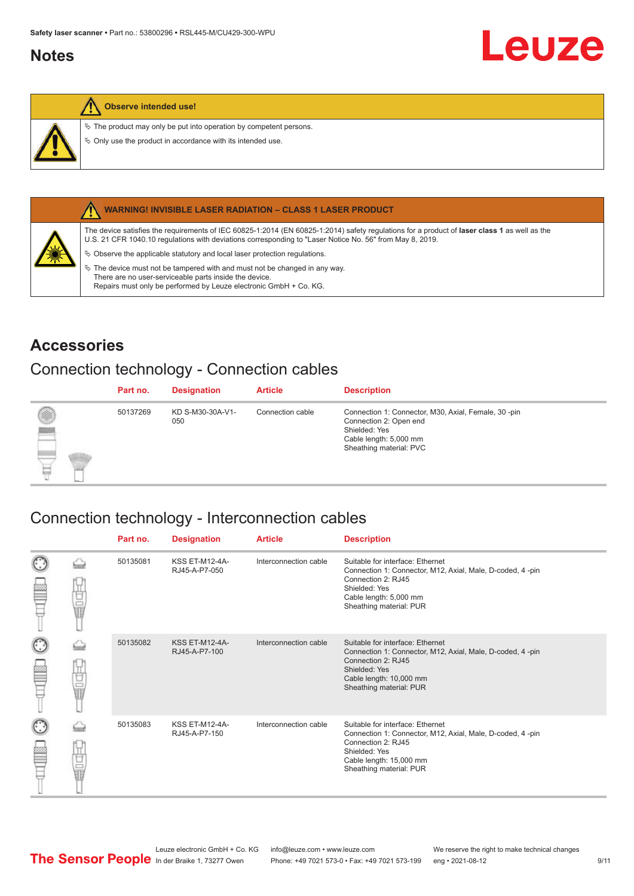## Notes

**Observe intended use!**

- ✎ The product may only be put into operation by competent persons.
- ✎ Only use the product in accordance with its intended use.

**WARNING! INVISIBLE LASER RADIATION – CLASS 1 LASER PRODUCT**

The device satisfies the requirements of IEC 60825-1:2014 (EN 60825-1:2014) safety regulations for a product of **laser class 1** as well as the U.S. 21 CFR 1040.10 regulations with deviations corresponding to "Laser Notice No. 56" from May 8, 2019.

- ✎ Observe the applicable statutory and local laser protection regulations.
- ✎ The device must not be tampered with and must not be changed in any way.
  There are no user-serviceable parts inside the device.
  Repairs must only be performed by Leuze electronic GmbH + Co. KG.

# Accessories

## Connection technology - Connection cables

| Part no. | Designation | Article | Description |
|---|---|---|---|
| 50137269 | KD S-M30-30A-V1-050 | Connection cable | Connection 1: Connector, M30, Axial, Female, 30 -pin<br>Connection 2: Open end<br>Shielded: Yes<br>Cable length: 5,000 mm<br>Sheathing material: PVC |

## Connection technology - Interconnection cables

| Part no. | Designation | Article | Description |
|---|---|---|---|
| 50135081 | KSS ET-M12-4A-RJ45-A-P7-050 | Interconnection cable | Suitable for interface: Ethernet<br>Connection 1: Connector, M12, Axial, Male, D-coded, 4 -pin<br>Connection 2: RJ45<br>Shielded: Yes<br>Cable length: 5,000 mm<br>Sheathing material: PUR |
| 50135082 | KSS ET-M12-4A-RJ45-A-P7-100 | Interconnection cable | Suitable for interface: Ethernet<br>Connection 1: Connector, M12, Axial, Male, D-coded, 4 -pin<br>Connection 2: RJ45<br>Shielded: Yes<br>Cable length: 10,000 mm<br>Sheathing material: PUR |
| 50135083 | KSS ET-M12-4A-RJ45-A-P7-150 | Interconnection cable | Suitable for interface: Ethernet<br>Connection 1: Connector, M12, Axial, Male, D-coded, 4 -pin<br>Connection 2: RJ45<br>Shielded: Yes<br>Cable length: 15,000 mm<br>Sheathing material: PUR |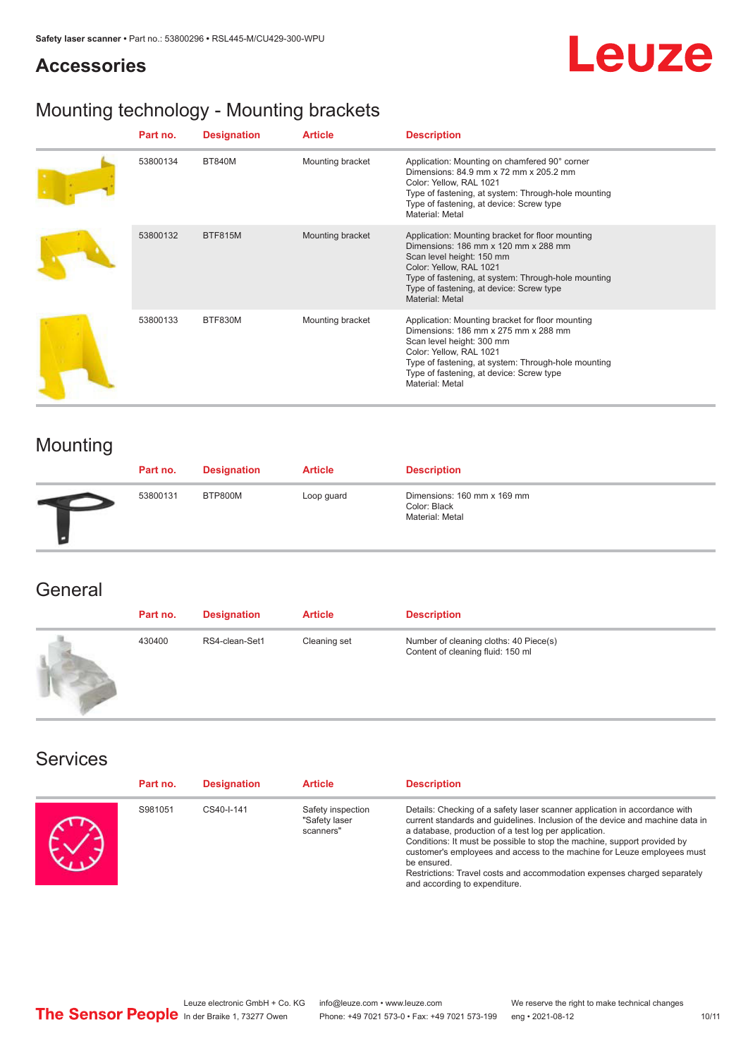## Accessories

### Mounting technology - Mounting brackets

| Part no. | Designation | Article | Description |
|---|---|---|---|
| 53800134 | BT840M | Mounting bracket | Application: Mounting on chamfered 90° corner<br>Dimensions: 84.9 mm x 72 mm x 205.2 mm<br>Color: Yellow, RAL 1021<br>Type of fastening, at system: Through-hole mounting<br>Type of fastening, at device: Screw type<br>Material: Metal |
| 53800132 | BTF815M | Mounting bracket | Application: Mounting bracket for floor mounting<br>Dimensions: 186 mm x 120 mm x 288 mm<br>Scan level height: 150 mm<br>Color: Yellow, RAL 1021<br>Type of fastening, at system: Through-hole mounting<br>Type of fastening, at device: Screw type<br>Material: Metal |
| 53800133 | BTF830M | Mounting bracket | Application: Mounting bracket for floor mounting<br>Dimensions: 186 mm x 275 mm x 288 mm<br>Scan level height: 300 mm<br>Color: Yellow, RAL 1021<br>Type of fastening, at system: Through-hole mounting<br>Type of fastening, at device: Screw type<br>Material: Metal |

### Mounting

| Part no. | Designation | Article | Description |
|---|---|---|---|
| 53800131 | BTP800M | Loop guard | Dimensions: 160 mm x 169 mm<br>Color: Black<br>Material: Metal |

### General

| Part no. | Designation | Article | Description |
|---|---|---|---|
| 430400 | RS4-clean-Set1 | Cleaning set | Number of cleaning cloths: 40 Piece(s)<br>Content of cleaning fluid: 150 ml |

### Services

| Part no. | Designation | Article | Description |
|---|---|---|---|
| S981051 | CS40-I-141 | Safety inspection "Safety laser scanners" | Details: Checking of a safety laser scanner application in accordance with current standards and guidelines. Inclusion of the device and machine data in a database, production of a test log per application.<br>Conditions: It must be possible to stop the machine, support provided by customer's employees and access to the machine for Leuze employees must be ensured.<br>Restrictions: Travel costs and accommodation expenses charged separately and according to expenditure. |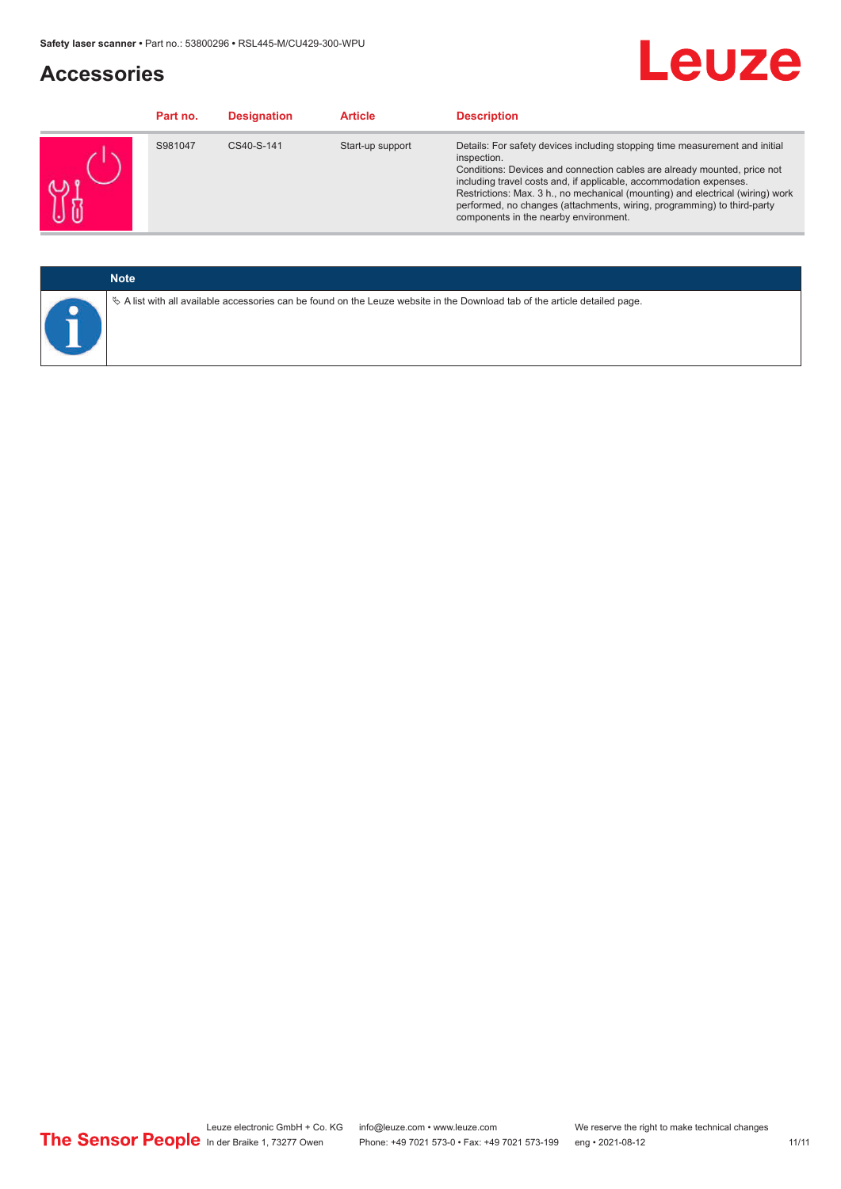## Accessories

| | Part no. | Designation | Article | Description |
|---|---|---|---|---|
| | S981047 | CS40-S-141 | Start-up support | Details: For safety devices including stopping time measurement and initial inspection. Conditions: Devices and connection cables are already mounted, price not including travel costs and, if applicable, accommodation expenses. Restrictions: Max. 3 h., no mechanical (mounting) and electrical (wiring) work performed, no changes (attachments, wiring, programming) to third-party components in the nearby environment. |

**Note**

A list with all available accessories can be found on the Leuze website in the Download tab of the article detailed page.